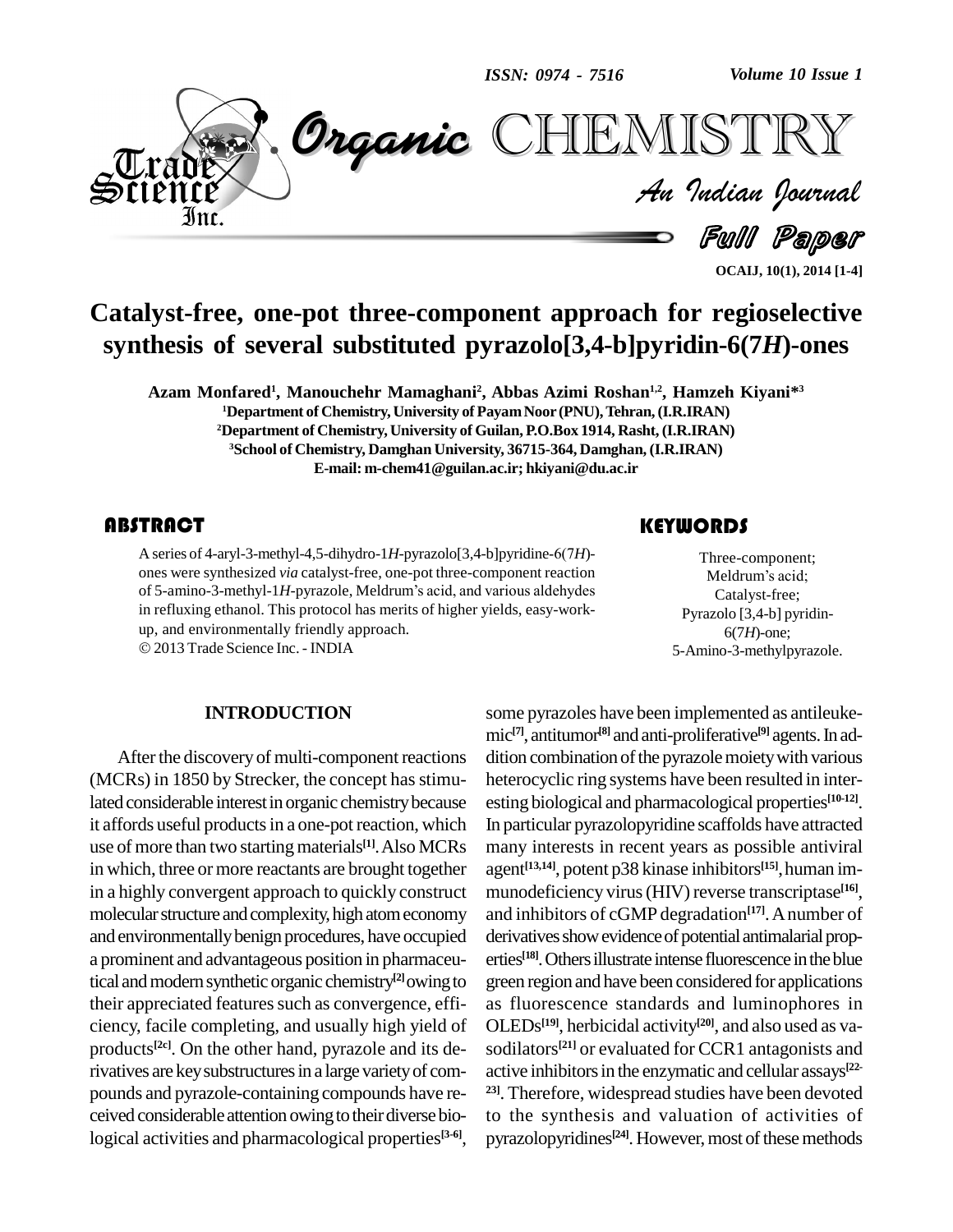# Catalyst-free, one-pot three-component approach for regioselective synthesis of several substituted pyrazolo[3,4-b]pyridin-6(7*H*)-ones

**Azam Monfared[1], Manouchehr Mamaghani[2], Abbas Azimi Roshan[1,2], Hamzeh Kiyani*[3]**

[1]Department of Chemistry, University of Payam Noor (PNU), Tehran, (I.R.IRAN)
[2]Department of Chemistry, University of Guilan, P.O.Box 1914, Rasht, (I.R.IRAN)
[3]School of Chemistry, Damghan University, 36715-364, Damghan, (I.R.IRAN)
E-mail: m-chem41@guilan.ac.ir; hkiyani@du.ac.ir

## ABSTRACT

A series of 4-aryl-3-methyl-4,5-dihydro-1*H*-pyrazolo[3,4-b]pyridine-6(7*H*)-ones were synthesized *via* catalyst-free, one-pot three-component reaction of 5-amino-3-methyl-1*H*-pyrazole, Meldrum's acid, and various aldehydes in refluxing ethanol. This protocol has merits of higher yields, easy-work-up, and environmentally friendly approach.

© 2013 Trade Science Inc. - INDIA

## KEYWORDS

Three-component;
Meldrum's acid;
Catalyst-free;
Pyrazolo [3,4-b] pyridin-6(7*H*)-one;
5-Amino-3-methylpyrazole.

## INTRODUCTION

After the discovery of multi-component reactions (MCRs) in 1850 by Strecker, the concept has stimulated considerable interest in organic chemistry because it affords useful products in a one-pot reaction, which use of more than two starting materials[1]. Also MCRs in which, three or more reactants are brought together in a highly convergent approach to quickly construct molecular structure and complexity, high atom economy and environmentally benign procedures, have occupied a prominent and advantageous position in pharmaceutical and modern synthetic organic chemistry[2] owing to their appreciated features such as convergence, efficiency, facile completing, and usually high yield of products[2c]. On the other hand, pyrazole and its derivatives are key substructures in a large variety of compounds and pyrazole-containing compounds have received considerable attention owing to their diverse biological activities and pharmacological properties[3-6], some pyrazoles have been implemented as antileukemic[7], antitumor[8] and anti-proliferative[9] agents. In addition combination of the pyrazole moiety with various heterocyclic ring systems have been resulted in interesting biological and pharmacological properties[10-12]. In particular pyrazolopyridine scaffolds have attracted many interests in recent years as possible antiviral agent[13,14], potent p38 kinase inhibitors[15], human immunodeficiency virus (HIV) reverse transcriptase[16], and inhibitors of cGMP degradation[17]. A number of derivatives show evidence of potential antimalarial properties[18]. Others illustrate intense fluorescence in the blue green region and have been considered for applications as fluorescence standards and luminophores in OLEDs[19], herbicidal activity[20], and also used as vasodilators[21] or evaluated for CCR1 antagonists and active inhibitors in the enzymatic and cellular assays[22-23]. Therefore, widespread studies have been devoted to the synthesis and valuation of activities of pyrazolopyridines[24]. However, most of these methods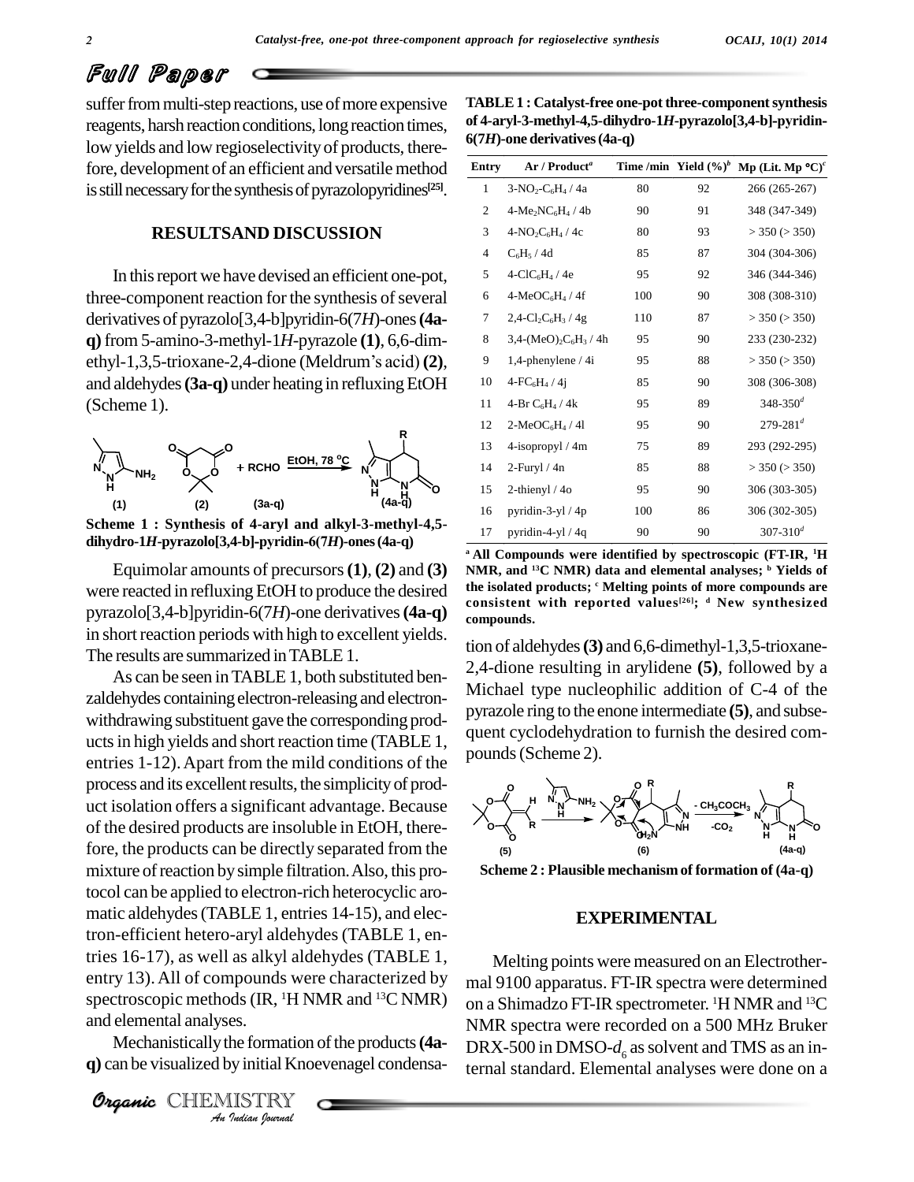suffer from multi-step reactions, use of more expensive reagents, harsh reaction conditions, long reaction times, low yields and low regioselectivity of products, therefore, development of an efficient and versatile method is still necessary for the synthesis of pyrazolopyridines[25].

## RESULTSAND DISCUSSION

In this report we have devised an efficient one-pot, three-component reaction for the synthesis of several derivatives of pyrazolo[3,4-b]pyridin-6(7*H*)-ones **(4a-q)** from 5-amino-3-methyl-1*H*-pyrazole **(1)**, 6,6-dimethyl-1,3,5-trioxane-2,4-dione (Meldrum's acid) **(2)**, and aldehydes **(3a-q)** under heating in refluxing EtOH (Scheme 1).

**Scheme 1 : Synthesis of 4-aryl and alkyl-3-methyl-4,5-dihydro-1*H*-pyrazolo[3,4-b]-pyridin-6(7*H*)-ones (4a-q)**

Equimolar amounts of precursors **(1)**, **(2)** and **(3)** were reacted in refluxing EtOH to produce the desired pyrazolo[3,4-b]pyridin-6(7*H*)-one derivatives **(4a-q)** in short reaction periods with high to excellent yields. The results are summarized in TABLE 1.

**TABLE 1 : Catalyst-free one-pot three-component synthesis of 4-aryl-3-methyl-4,5-dihydro-1*H*-pyrazolo[3,4-b]-pyridin-6(7*H*)-one derivatives (4a-q)**

| Entry | Ar / Product[a] | Time /min | Yield (%)[b] | Mp (Lit. Mp °C)[c] |
|---|---|---|---|---|
| 1 | 3-$NO_2$-$C_6H_4$ / 4a | 80 | 92 | 266 (265-267) |
| 2 | 4-$Me_2NC_6H_4$ / 4b | 90 | 91 | 348 (347-349) |
| 3 | 4-$NO_2C_6H_4$ / 4c | 80 | 93 | > 350 (> 350) |
| 4 | $C_6H_5$ / 4d | 85 | 87 | 304 (304-306) |
| 5 | 4-$ClC_6H_4$ / 4e | 95 | 92 | 346 (344-346) |
| 6 | 4-$MeOC_6H_4$ / 4f | 100 | 90 | 308 (308-310) |
| 7 | 2,4-$Cl_2C_6H_3$ / 4g | 110 | 87 | > 350 (> 350) |
| 8 | 3,4-$(MeO)_2C_6H_3$ / 4h | 95 | 90 | 233 (230-232) |
| 9 | 1,4-phenylene / 4i | 95 | 88 | > 350 (> 350) |
| 10 | 4-$FC_6H_4$ / 4j | 85 | 90 | 308 (306-308) |
| 11 | 4-Br $C_6H_4$ / 4k | 95 | 89 | 348-350[d] |
| 12 | 2-$MeOC_6H_4$ / 4l | 95 | 90 | 279-281[d] |
| 13 | 4-isopropyl / 4m | 75 | 89 | 293 (292-295) |
| 14 | 2-Furyl / 4n | 85 | 88 | > 350 (> 350) |
| 15 | 2-thienyl / 4o | 95 | 90 | 306 (303-305) |
| 16 | pyridin-3-yl / 4p | 100 | 86 | 306 (302-305) |
| 17 | pyridin-4-yl / 4q | 90 | 90 | 307-310[d] |

[a] **All Compounds were identified by spectroscopic (FT-IR, $^1$H NMR, and $^{13}$C NMR) data and elemental analyses;** [b] **Yields of the isolated products;** [c] **Melting points of more compounds are consistent with reported values**[26]**;** [d] **New synthesized compounds.**

As can be seen in TABLE 1, both substituted benzaldehydes containing electron-releasing and electron-withdrawing substituent gave the corresponding products in high yields and short reaction time (TABLE 1, entries 1-12). Apart from the mild conditions of the process and its excellent results, the simplicity of product isolation offers a significant advantage. Because of the desired products are insoluble in EtOH, therefore, the products can be directly separated from the mixture of reaction by simple filtration. Also, this protocol can be applied to electron-rich heterocyclic aromatic aldehydes (TABLE 1, entries 14-15), and electron-efficient hetero-aryl aldehydes (TABLE 1, entries 16-17), as well as alkyl aldehydes (TABLE 1, entry 13). All of compounds were characterized by spectroscopic methods (IR, $^1$H NMR and $^{13}$C NMR) and elemental analyses.

Mechanistically the formation of the products **(4a-q)** can be visualized by initial Knoevenagel condensation of aldehydes **(3)** and 6,6-dimethyl-1,3,5-trioxane-2,4-dione resulting in arylidene **(5)**, followed by a Michael type nucleophilic addition of C-4 of the pyrazole ring to the enone intermediate **(5)**, and subsequent cyclodehydration to furnish the desired compounds (Scheme 2).

**Scheme 2 : Plausible mechanism of formation of (4a-q)**

## EXPERIMENTAL

Melting points were measured on an Electrothermal 9100 apparatus. FT-IR spectra were determined on a Shimadzo FT-IR spectrometer. $^1$H NMR and $^{13}$C NMR spectra were recorded on a 500 MHz Bruker DRX-500 in DMSO-$d_6$ as solvent and TMS as an internal standard. Elemental analyses were done on a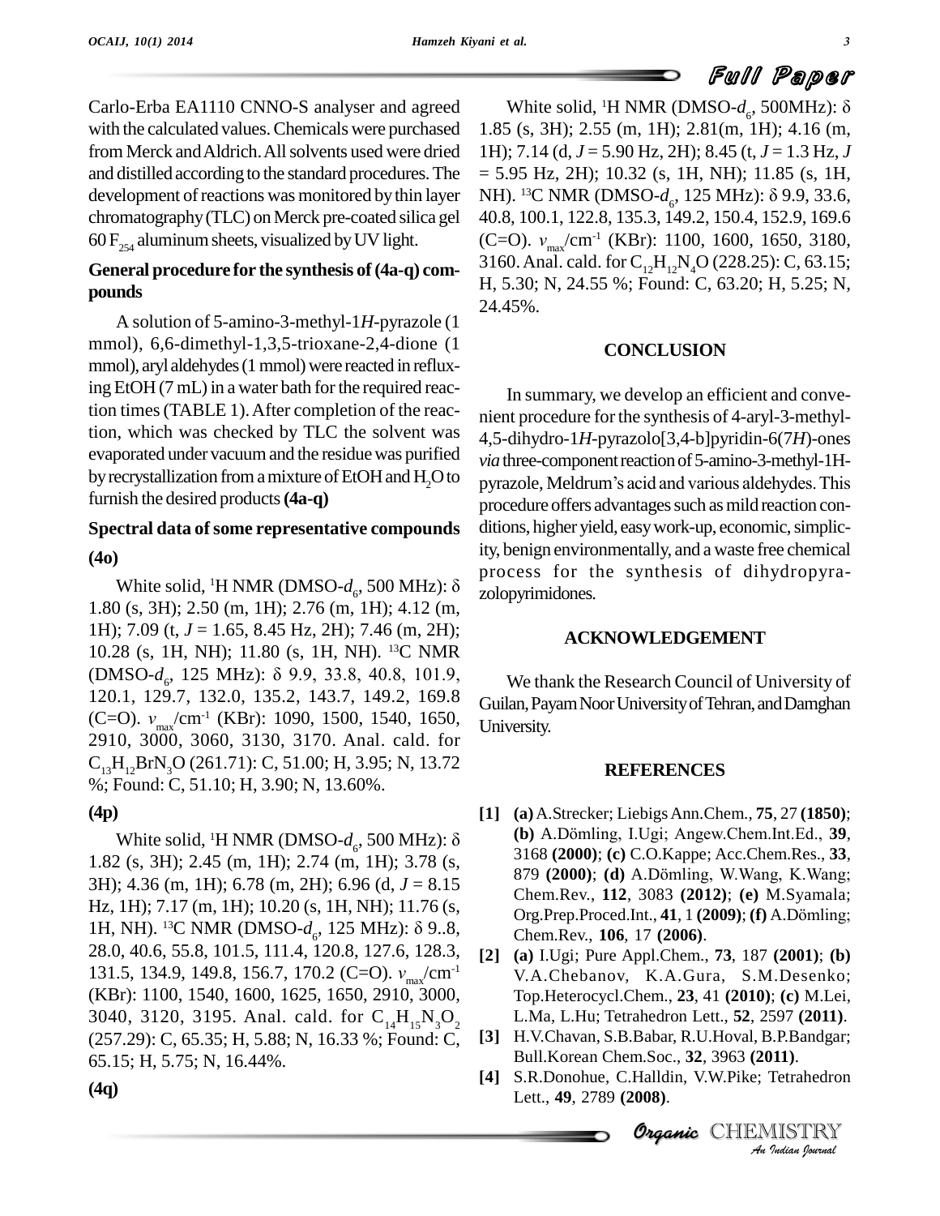Carlo-Erba EA1110 CNNO-S analyser and agreed with the calculated values. Chemicals were purchased from Merck and Aldrich. All solvents used were dried and distilled according to the standard procedures. The development of reactions was monitored by thin layer chromatography (TLC) on Merck pre-coated silica gel 60 $F_{254}$ aluminum sheets, visualized by UV light.

### General procedure for the synthesis of (4a-q) compounds

A solution of 5-amino-3-methyl-1*H*-pyrazole (1 mmol), 6,6-dimethyl-1,3,5-trioxane-2,4-dione (1 mmol), aryl aldehydes (1 mmol) were reacted in refluxing EtOH (7 mL) in a water bath for the required reaction times (TABLE 1). After completion of the reaction, which was checked by TLC the solvent was evaporated under vacuum and the residue was purified by recrystallization from a mixture of EtOH and $H_2O$ to furnish the desired products **(4a-q)**

### Spectral data of some representative compounds

**(4o)**

White solid, $^1$H NMR (DMSO-$d_6$, 500 MHz): δ 1.80 (s, 3H); 2.50 (m, 1H); 2.76 (m, 1H); 4.12 (m, 1H); 7.09 (t, $J$ = 1.65, 8.45 Hz, 2H); 7.46 (m, 2H); 10.28 (s, 1H, NH); 11.80 (s, 1H, NH). $^{13}$C NMR (DMSO-$d_6$, 125 MHz): δ 9.9, 33.8, 40.8, 101.9, 120.1, 129.7, 132.0, 135.2, 143.7, 149.2, 169.8 (C=O). $\nu_{max}$/cm$^{-1}$ (KBr): 1090, 1500, 1540, 1650, 2910, 3000, 3060, 3130, 3170. Anal. cald. for $C_{13}H_{12}BrN_3O$ (261.71): C, 51.00; H, 3.95; N, 13.72 %; Found: C, 51.10; H, 3.90; N, 13.60%.

**(4p)**

White solid, $^1$H NMR (DMSO-$d_6$, 500 MHz): δ 1.82 (s, 3H); 2.45 (m, 1H); 2.74 (m, 1H); 3.78 (s, 3H); 4.36 (m, 1H); 6.78 (m, 2H); 6.96 (d, $J$ = 8.15 Hz, 1H); 7.17 (m, 1H); 10.20 (s, 1H, NH); 11.76 (s, 1H, NH). $^{13}$C NMR (DMSO-$d_6$, 125 MHz): δ 9..8, 28.0, 40.6, 55.8, 101.5, 111.4, 120.8, 127.6, 128.3, 131.5, 134.9, 149.8, 156.7, 170.2 (C=O). $\nu_{max}$/cm$^{-1}$ (KBr): 1100, 1540, 1600, 1625, 1650, 2910, 3000, 3040, 3120, 3195. Anal. cald. for $C_{14}H_{15}N_3O_2$ (257.29): C, 65.35; H, 5.88; N, 16.33 %; Found: C, 65.15; H, 5.75; N, 16.44%.

**(4q)**

White solid, $^1$H NMR (DMSO-$d_6$, 500MHz): δ 1.85 (s, 3H); 2.55 (m, 1H); 2.81(m, 1H); 4.16 (m, 1H); 7.14 (d, $J$ = 5.90 Hz, 2H); 8.45 (t, $J$ = 1.3 Hz, $J$ = 5.95 Hz, 2H); 10.32 (s, 1H, NH); 11.85 (s, 1H, NH). $^{13}$C NMR (DMSO-$d_6$, 125 MHz): δ 9.9, 33.6, 40.8, 100.1, 122.8, 135.3, 149.2, 150.4, 152.9, 169.6 (C=O). $\nu_{max}$/cm$^{-1}$ (KBr): 1100, 1600, 1650, 3180, 3160. Anal. cald. for $C_{12}H_{12}N_4O$ (228.25): C, 63.15; H, 5.30; N, 24.55 %; Found: C, 63.20; H, 5.25; N, 24.45%.

## CONCLUSION

In summary, we develop an efficient and convenient procedure for the synthesis of 4-aryl-3-methyl-4,5-dihydro-1*H*-pyrazolo[3,4-b]pyridin-6(7*H*)-ones *via* three-component reaction of 5-amino-3-methyl-1H-pyrazole, Meldrum's acid and various aldehydes. This procedure offers advantages such as mild reaction conditions, higher yield, easy work-up, economic, simplicity, benign environmentally, and a waste free chemical process for the synthesis of dihydropyrazolopyrimidones.

## ACKNOWLEDGEMENT

We thank the Research Council of University of Guilan, Payam Noor University of Tehran, and Damghan University.

## REFERENCES

[1] **(a)** A.Strecker; Liebigs Ann.Chem., **75**, 27 **(1850)**; **(b)** A.Dömling, I.Ugi; Angew.Chem.Int.Ed., **39**, 3168 **(2000)**; **(c)** C.O.Kappe; Acc.Chem.Res., **33**, 879 **(2000)**; **(d)** A.Dömling, W.Wang, K.Wang; Chem.Rev., **112**, 3083 **(2012)**; **(e)** M.Syamala; Org.Prep.Proced.Int., **41**, 1 **(2009)**; **(f)** A.Dömling; Chem.Rev., **106**, 17 **(2006)**.

[2] **(a)** I.Ugi; Pure Appl.Chem., **73**, 187 **(2001)**; **(b)** V.A.Chebanov, K.A.Gura, S.M.Desenko; Top.Heterocycl.Chem., **23**, 41 **(2010)**; **(c)** M.Lei, L.Ma, L.Hu; Tetrahedron Lett., **52**, 2597 **(2011)**.

[3] H.V.Chavan, S.B.Babar, R.U.Hoval, B.P.Bandgar; Bull.Korean Chem.Soc., **32**, 3963 **(2011)**.

[4] S.R.Donohue, C.Halldin, V.W.Pike; Tetrahedron Lett., **49**, 2789 **(2008)**.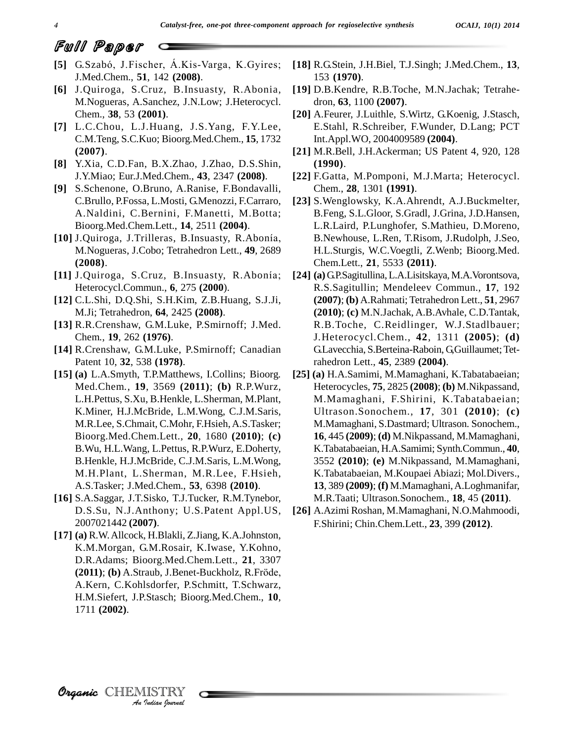[5] G.Szabó, J.Fischer, Á.Kis-Varga, K.Gyires; J.Med.Chem., **51**, 142 **(2008)**.

[6] J.Quiroga, S.Cruz, B.Insuasty, R.Abonia, M.Nogueras, A.Sanchez, J.N.Low; J.Heterocycl. Chem., **38**, 53 **(2001)**.

[7] L.C.Chou, L.J.Huang, J.S.Yang, F.Y.Lee, C.M.Teng, S.C.Kuo; Bioorg.Med.Chem., **15**, 1732 **(2007)**.

[8] Y.Xia, C.D.Fan, B.X.Zhao, J.Zhao, D.S.Shin, J.Y.Miao; Eur.J.Med.Chem., **43**, 2347 **(2008)**.

[9] S.Schenone, O.Bruno, A.Ranise, F.Bondavalli, C.Brullo, P.Fossa, L.Mosti, G.Menozzi, F.Carraro, A.Naldini, C.Bernini, F.Manetti, M.Botta; Bioorg.Med.Chem.Lett., **14**, 2511 **(2004)**.

[10] J.Quiroga, J.Trilleras, B.Insuasty, R.Abonía, M.Nogueras, J.Cobo; Tetrahedron Lett., **49**, 2689 **(2008)**.

[11] J.Quiroga, S.Cruz, B.Insuasty, R.Abonía; Heterocycl.Commun., **6**, 275 **(2000)**.

[12] C.L.Shi, D.Q.Shi, S.H.Kim, Z.B.Huang, S.J.Ji, M.Ji; Tetrahedron, **64**, 2425 **(2008)**.

[13] R.R.Crenshaw, G.M.Luke, P.Smirnoff; J.Med. Chem., **19**, 262 **(1976)**.

[14] R.Crenshaw, G.M.Luke, P.Smirnoff; Canadian Patent 10, **32**, 538 **(1978)**.

[15] **(a)** L.A.Smyth, T.P.Matthews, I.Collins; Bioorg. Med.Chem., **19**, 3569 **(2011)**; **(b)** R.P.Wurz, L.H.Pettus, S.Xu, B.Henkle, L.Sherman, M.Plant, K.Miner, H.J.McBride, L.M.Wong, C.J.M.Saris, M.R.Lee, S.Chmait, C.Mohr, F.Hsieh, A.S.Tasker; Bioorg.Med.Chem.Lett., **20**, 1680 **(2010)**; **(c)** B.Wu, H.L.Wang, L.Pettus, R.P.Wurz, E.Doherty, B.Henkle, H.J.McBride, C.J.M.Saris, L.M.Wong, M.H.Plant, L.Sherman, M.R.Lee, F.Hsieh, A.S.Tasker; J.Med.Chem., **53**, 6398 **(2010)**.

[16] S.A.Saggar, J.T.Sisko, T.J.Tucker, R.M.Tynebor, D.S.Su, N.J.Anthony; U.S.Patent Appl.US, 2007021442 **(2007)**.

[17] **(a)** R.W.Allcock, H.Blakli, Z.Jiang, K.A.Johnston, K.M.Morgan, G.M.Rosair, K.Iwase, Y.Kohno, D.R.Adams; Bioorg.Med.Chem.Lett., **21**, 3307 **(2011)**; **(b)** A.Straub, J.Benet-Buckholz, R.Fröde, A.Kern, C.Kohlsdorfer, P.Schmitt, T.Schwarz, H.M.Siefert, J.P.Stasch; Bioorg.Med.Chem., **10**, 1711 **(2002)**.

[18] R.G.Stein, J.H.Biel, T.J.Singh; J.Med.Chem., **13**, 153 **(1970)**.

[19] D.B.Kendre, R.B.Toche, M.N.Jachak; Tetrahedron, **63**, 1100 **(2007)**.

[20] A.Feurer, J.Luithle, S.Wirtz, G.Koenig, J.Stasch, E.Stahl, R.Schreiber, F.Wunder, D.Lang; PCT Int.Appl.WO, 2004009589 **(2004)**.

[21] M.R.Bell, J.H.Ackerman; US Patent 4, 920, 128 **(1990)**.

[22] F.Gatta, M.Pomponi, M.J.Marta; Heterocycl. Chem., **28**, 1301 **(1991)**.

[23] S.Wenglowsky, K.A.Ahrendt, A.J.Buckmelter, B.Feng, S.L.Gloor, S.Gradl, J.Grina, J.D.Hansen, L.R.Laird, P.Lunghofer, S.Mathieu, D.Moreno, B.Newhouse, L.Ren, T.Risom, J.Rudolph, J.Seo, H.L.Sturgis, W.C.Voegtli, Z.Wenb; Bioorg.Med. Chem.Lett., **21**, 5533 **(2011)**.

[24] **(a)** G.P.Sagitullina, L.A.Lisitskaya, M.A.Vorontsova, R.S.Sagitullin; Mendeleev Commun., **17**, 192 **(2007)**; **(b)** A.Rahmati; Tetrahedron Lett., **51**, 2967 **(2010)**; **(c)** M.N.Jachak, A.B.Avhale, C.D.Tantak, R.B.Toche, C.Reidlinger, W.J.Stadlbauer; J.Heterocycl.Chem., **42**, 1311 **(2005)**; **(d)** G.Lavecchia, S.Berteina-Raboin, G.Guillaumet; Tetrahedron Lett., **45**, 2389 **(2004)**.

[25] **(a)** H.A.Samimi, M.Mamaghani, K.Tabatabaeian; Heterocycles, **75**, 2825 **(2008)**; **(b)** M.Nikpassand, M.Mamaghani, F.Shirini, K.Tabatabaeian; Ultrason.Sonochem., **17**, 301 **(2010)**; **(c)** M.Mamaghani, S.Dastmard; Ultrason. Sonochem., **16**, 445 **(2009)**; **(d)** M.Nikpassand, M.Mamaghani, K.Tabatabaeian, H.A.Samimi; Synth.Commun., **40**, 3552 **(2010)**; **(e)** M.Nikpassand, M.Mamaghani, K.Tabatabaeian, M.Koupaei Abiazi; Mol.Divers., **13**, 389 **(2009)**; **(f)** M.Mamaghani, A.Loghmanifar, M.R.Taati; Ultrason.Sonochem., **18**, 45 **(2011)**.

[26] A.Azimi Roshan, M.Mamaghani, N.O.Mahmoodi, F.Shirini; Chin.Chem.Lett., **23**, 399 **(2012)**.